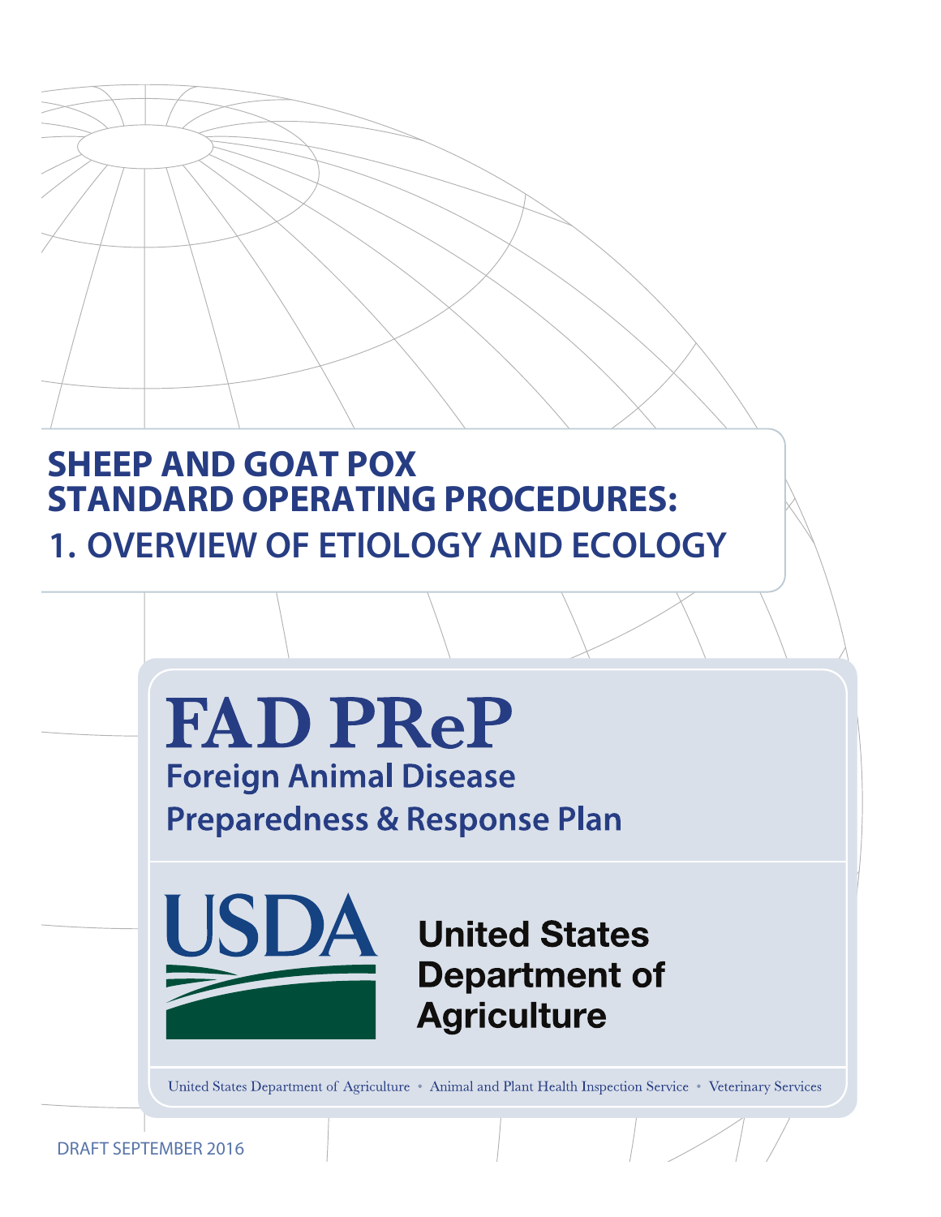# SHEEP AND GOAT POX STANDARD OPERATING PROCEDURES:

## 1. OVERVIEW OF ETIOLOGY AND ECOLOGY

**FAD PReP**

**Foreign Animal Disease Preparedness & Response Plan**

USDA

United States Department of Agriculture

United States Department of Agriculture • Animal and Plant Health Inspection Service • Veterinary Services

DRAFT SEPTEMBER 2016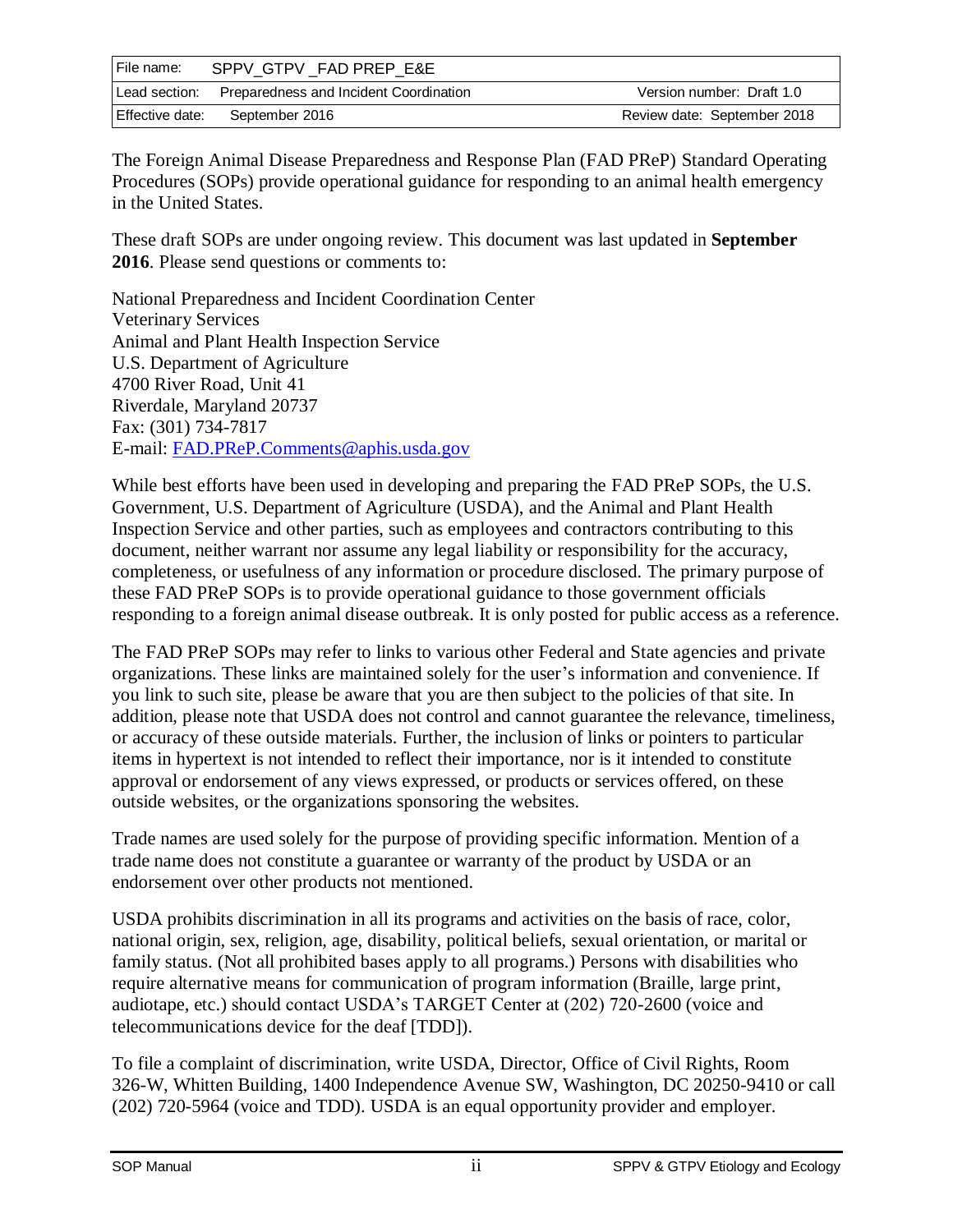| File name: | SPPV_GTPV _FAD PREP_E&E | |
|---|---|---|
| Lead section: | Preparedness and Incident Coordination | Version number: Draft 1.0 |
| Effective date: | September 2016 | Review date: September 2018 |

The Foreign Animal Disease Preparedness and Response Plan (FAD PReP) Standard Operating Procedures (SOPs) provide operational guidance for responding to an animal health emergency in the United States.

These draft SOPs are under ongoing review. This document was last updated in **September 2016**. Please send questions or comments to:

National Preparedness and Incident Coordination Center
Veterinary Services
Animal and Plant Health Inspection Service
U.S. Department of Agriculture
4700 River Road, Unit 41
Riverdale, Maryland 20737
Fax: (301) 734-7817
E-mail: FAD.PReP.Comments@aphis.usda.gov

While best efforts have been used in developing and preparing the FAD PReP SOPs, the U.S. Government, U.S. Department of Agriculture (USDA), and the Animal and Plant Health Inspection Service and other parties, such as employees and contractors contributing to this document, neither warrant nor assume any legal liability or responsibility for the accuracy, completeness, or usefulness of any information or procedure disclosed. The primary purpose of these FAD PReP SOPs is to provide operational guidance to those government officials responding to a foreign animal disease outbreak. It is only posted for public access as a reference.

The FAD PReP SOPs may refer to links to various other Federal and State agencies and private organizations. These links are maintained solely for the user's information and convenience. If you link to such site, please be aware that you are then subject to the policies of that site. In addition, please note that USDA does not control and cannot guarantee the relevance, timeliness, or accuracy of these outside materials. Further, the inclusion of links or pointers to particular items in hypertext is not intended to reflect their importance, nor is it intended to constitute approval or endorsement of any views expressed, or products or services offered, on these outside websites, or the organizations sponsoring the websites.

Trade names are used solely for the purpose of providing specific information. Mention of a trade name does not constitute a guarantee or warranty of the product by USDA or an endorsement over other products not mentioned.

USDA prohibits discrimination in all its programs and activities on the basis of race, color, national origin, sex, religion, age, disability, political beliefs, sexual orientation, or marital or family status. (Not all prohibited bases apply to all programs.) Persons with disabilities who require alternative means for communication of program information (Braille, large print, audiotape, etc.) should contact USDA's TARGET Center at (202) 720-2600 (voice and telecommunications device for the deaf [TDD]).

To file a complaint of discrimination, write USDA, Director, Office of Civil Rights, Room 326-W, Whitten Building, 1400 Independence Avenue SW, Washington, DC 20250-9410 or call (202) 720-5964 (voice and TDD). USDA is an equal opportunity provider and employer.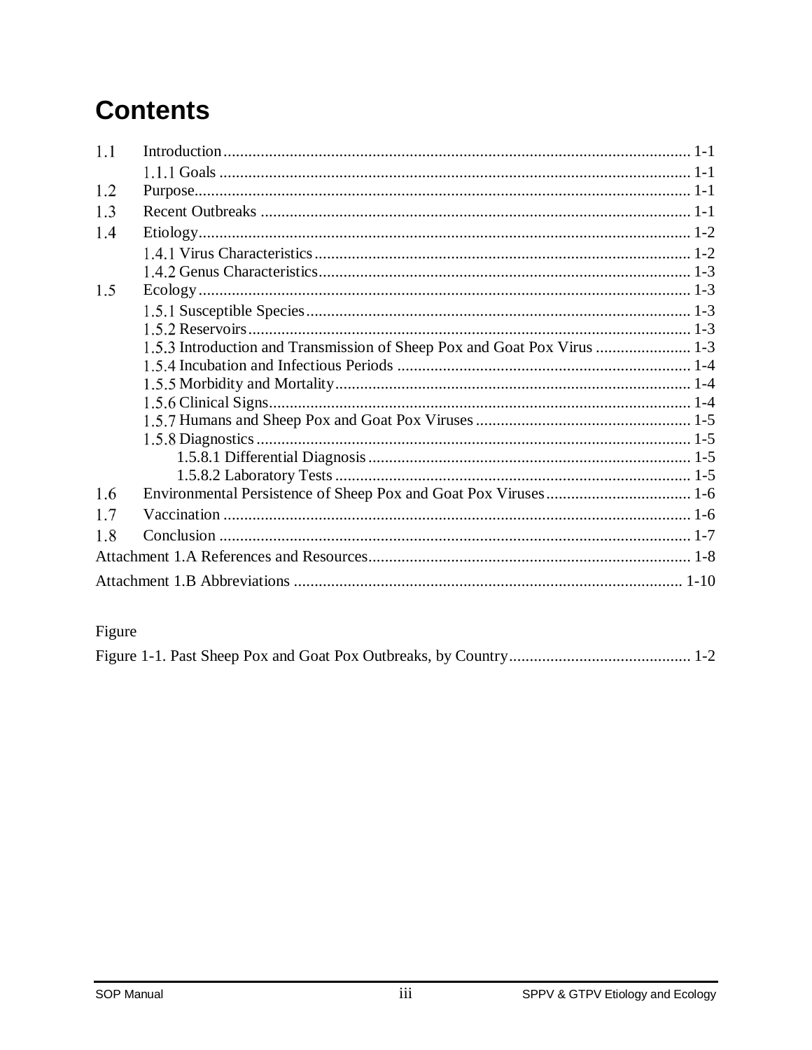# Contents

1.1 Introduction ................................................................................................................ 1-1
    1.1.1 Goals ................................................................................................................ 1-1
1.2 Purpose....................................................................................................................... 1-1
1.3 Recent Outbreaks ....................................................................................................... 1-1
1.4 Etiology...................................................................................................................... 1-2
    1.4.1 Virus Characteristics ......................................................................................... 1-2
    1.4.2 Genus Characteristics........................................................................................ 1-3
1.5 Ecology ...................................................................................................................... 1-3
    1.5.1 Susceptible Species ........................................................................................... 1-3
    1.5.2 Reservoirs .......................................................................................................... 1-3
    1.5.3 Introduction and Transmission of Sheep Pox and Goat Pox Virus ....................... 1-3
    1.5.4 Incubation and Infectious Periods ..................................................................... 1-4
    1.5.5 Morbidity and Mortality.................................................................................... 1-4
    1.5.6 Clinical Signs..................................................................................................... 1-4
    1.5.7 Humans and Sheep Pox and Goat Pox Viruses ................................................... 1-5
    1.5.8 Diagnostics ........................................................................................................ 1-5
        1.5.8.1 Differential Diagnosis ............................................................................. 1-5
        1.5.8.2 Laboratory Tests ..................................................................................... 1-5
1.6 Environmental Persistence of Sheep Pox and Goat Pox Viruses................................... 1-6
1.7 Vaccination ................................................................................................................ 1-6
1.8 Conclusion ................................................................................................................. 1-7

Attachment 1.A References and Resources............................................................................ 1-8

Attachment 1.B Abbreviations ............................................................................................. 1-10

Figure

Figure 1-1. Past Sheep Pox and Goat Pox Outbreaks, by Country........................................... 1-2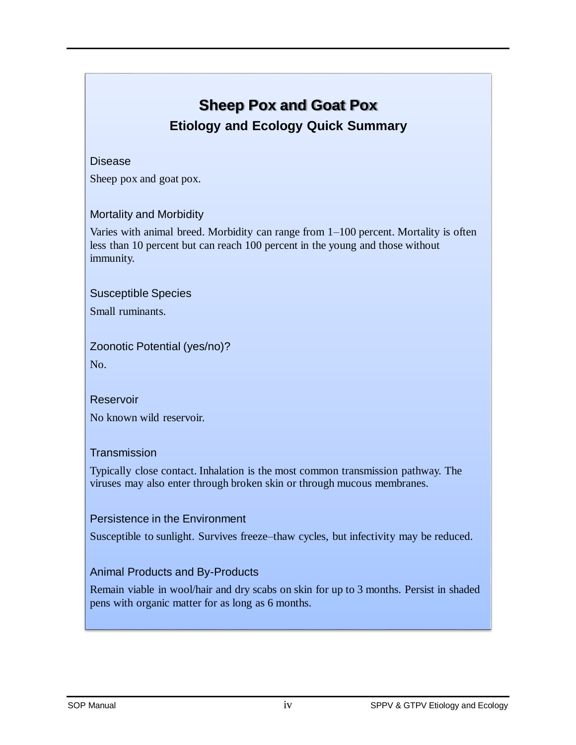# Sheep Pox and Goat Pox

## Etiology and Ecology Quick Summary

### Disease

Sheep pox and goat pox.

### Mortality and Morbidity

Varies with animal breed. Morbidity can range from 1–100 percent. Mortality is often less than 10 percent but can reach 100 percent in the young and those without immunity.

### Susceptible Species

Small ruminants.

### Zoonotic Potential (yes/no)?

No.

### Reservoir

No known wild reservoir.

### Transmission

Typically close contact. Inhalation is the most common transmission pathway. The viruses may also enter through broken skin or through mucous membranes.

### Persistence in the Environment

Susceptible to sunlight. Survives freeze–thaw cycles, but infectivity may be reduced.

### Animal Products and By-Products

Remain viable in wool/hair and dry scabs on skin for up to 3 months. Persist in shaded pens with organic matter for as long as 6 months.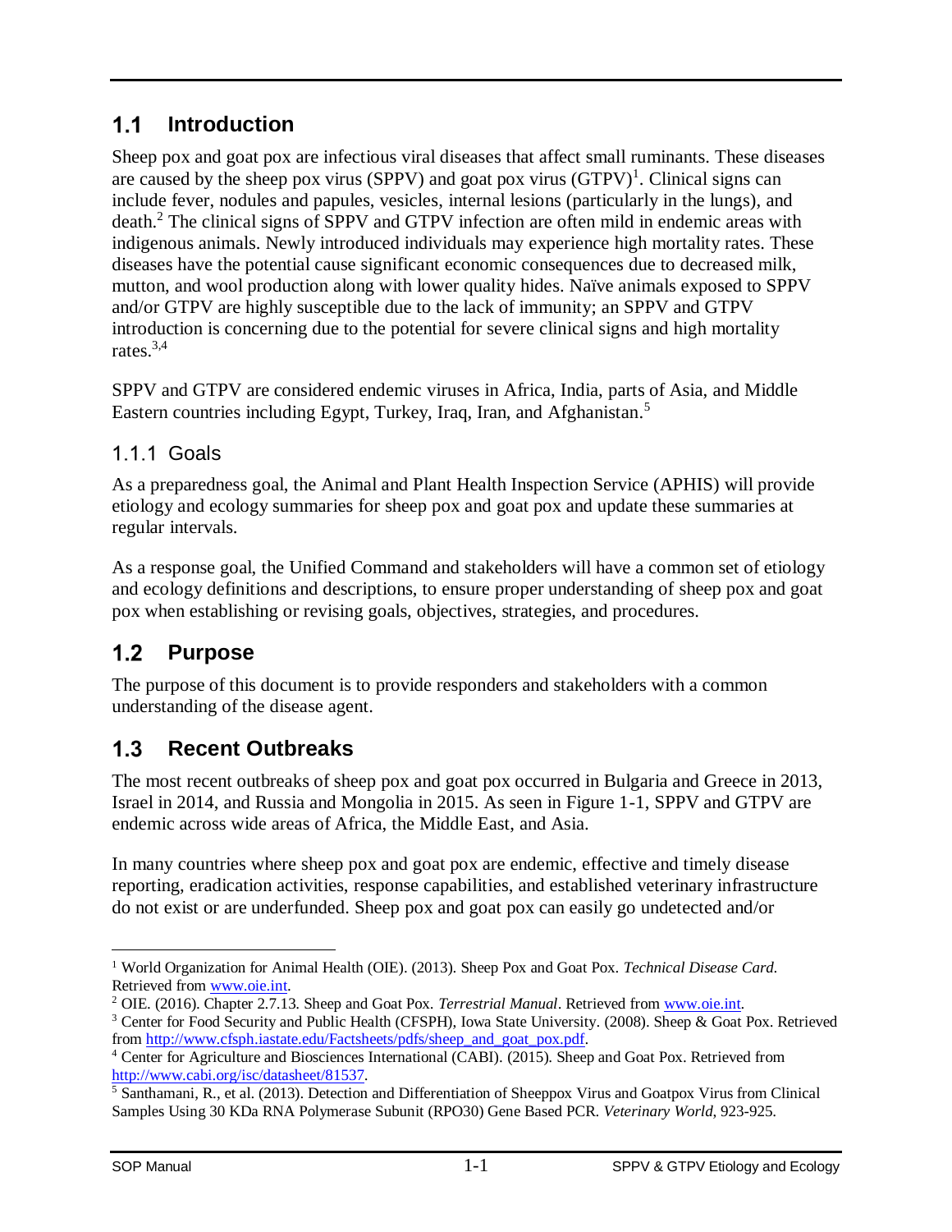## 1.1 Introduction

Sheep pox and goat pox are infectious viral diseases that affect small ruminants. These diseases are caused by the sheep pox virus (SPPV) and goat pox virus (GTPV)[1]. Clinical signs can include fever, nodules and papules, vesicles, internal lesions (particularly in the lungs), and death.[2] The clinical signs of SPPV and GTPV infection are often mild in endemic areas with indigenous animals. Newly introduced individuals may experience high mortality rates. These diseases have the potential cause significant economic consequences due to decreased milk, mutton, and wool production along with lower quality hides. Naïve animals exposed to SPPV and/or GTPV are highly susceptible due to the lack of immunity; an SPPV and GTPV introduction is concerning due to the potential for severe clinical signs and high mortality rates.[3,4]

SPPV and GTPV are considered endemic viruses in Africa, India, parts of Asia, and Middle Eastern countries including Egypt, Turkey, Iraq, Iran, and Afghanistan.[5]

### 1.1.1 Goals

As a preparedness goal, the Animal and Plant Health Inspection Service (APHIS) will provide etiology and ecology summaries for sheep pox and goat pox and update these summaries at regular intervals.

As a response goal, the Unified Command and stakeholders will have a common set of etiology and ecology definitions and descriptions, to ensure proper understanding of sheep pox and goat pox when establishing or revising goals, objectives, strategies, and procedures.

## 1.2 Purpose

The purpose of this document is to provide responders and stakeholders with a common understanding of the disease agent.

## 1.3 Recent Outbreaks

The most recent outbreaks of sheep pox and goat pox occurred in Bulgaria and Greece in 2013, Israel in 2014, and Russia and Mongolia in 2015. As seen in Figure 1-1, SPPV and GTPV are endemic across wide areas of Africa, the Middle East, and Asia.

In many countries where sheep pox and goat pox are endemic, effective and timely disease reporting, eradication activities, response capabilities, and established veterinary infrastructure do not exist or are underfunded. Sheep pox and goat pox can easily go undetected and/or

---

[1] World Organization for Animal Health (OIE). (2013). Sheep Pox and Goat Pox. *Technical Disease Card*. Retrieved from www.oie.int.

[2] OIE. (2016). Chapter 2.7.13. Sheep and Goat Pox. *Terrestrial Manual*. Retrieved from www.oie.int.

[3] Center for Food Security and Public Health (CFSPH), Iowa State University. (2008). Sheep & Goat Pox. Retrieved from http://www.cfsph.iastate.edu/Factsheets/pdfs/sheep_and_goat_pox.pdf.

[4] Center for Agriculture and Biosciences International (CABI). (2015). Sheep and Goat Pox. Retrieved from http://www.cabi.org/isc/datasheet/81537.

[5] Santhamani, R., et al. (2013). Detection and Differentiation of Sheeppox Virus and Goatpox Virus from Clinical Samples Using 30 KDa RNA Polymerase Subunit (RPO30) Gene Based PCR. *Veterinary World*, 923-925.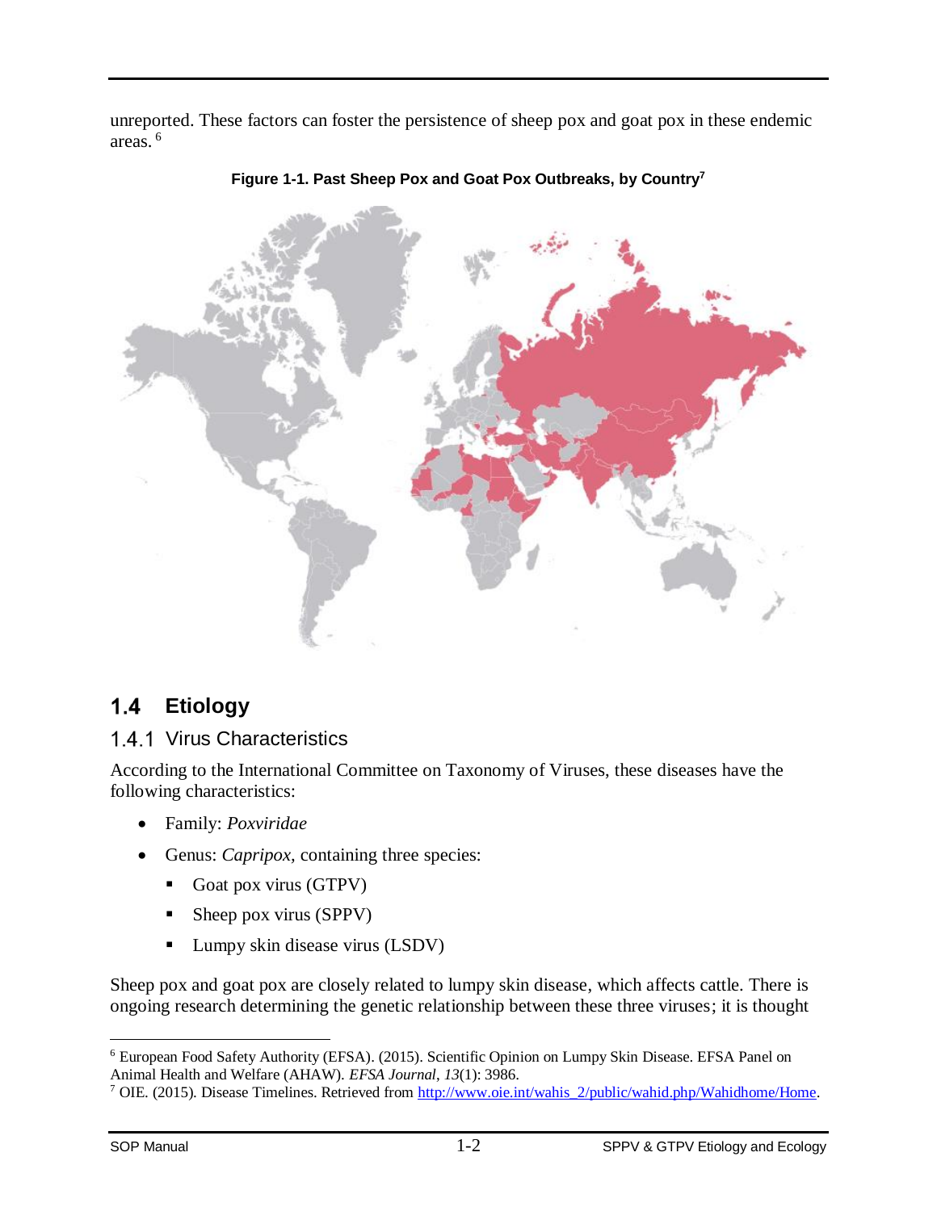unreported. These factors can foster the persistence of sheep pox and goat pox in these endemic areas. [6]

**Figure 1-1. Past Sheep Pox and Goat Pox Outbreaks, by Country[7]**

## 1.4 Etiology

### 1.4.1 Virus Characteristics

According to the International Committee on Taxonomy of Viruses, these diseases have the following characteristics:

- Family: *Poxviridae*
- Genus: *Capripox,* containing three species:
  - Goat pox virus (GTPV)
  - Sheep pox virus (SPPV)
  - Lumpy skin disease virus (LSDV)

Sheep pox and goat pox are closely related to lumpy skin disease, which affects cattle. There is ongoing research determining the genetic relationship between these three viruses; it is thought

---

[6] European Food Safety Authority (EFSA). (2015). Scientific Opinion on Lumpy Skin Disease. EFSA Panel on Animal Health and Welfare (AHAW). *EFSA Journal*, *13*(1): 3986.

[7] OIE. (2015). Disease Timelines. Retrieved from http://www.oie.int/wahis_2/public/wahid.php/Wahidhome/Home.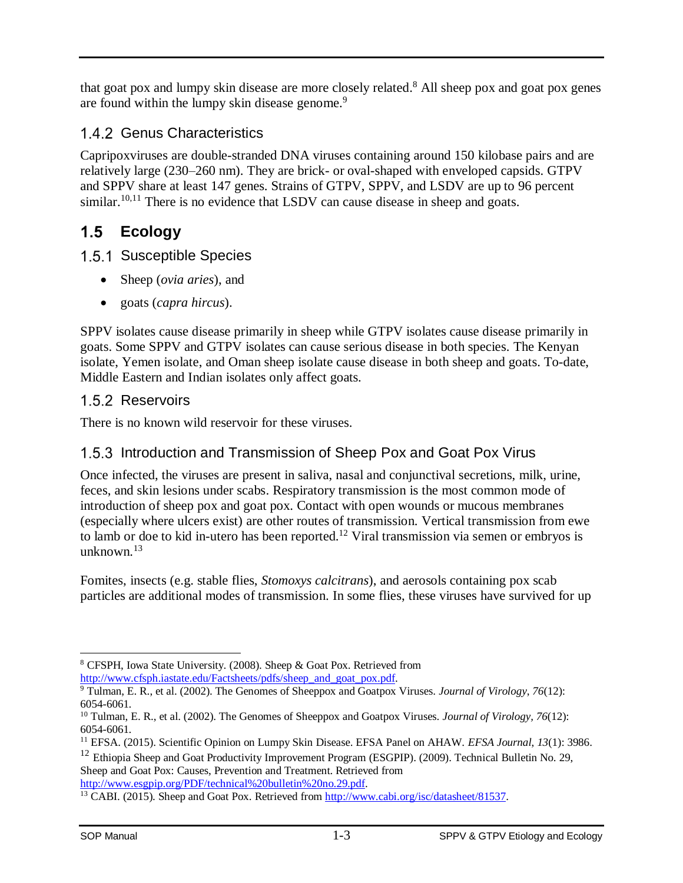that goat pox and lumpy skin disease are more closely related.[8] All sheep pox and goat pox genes are found within the lumpy skin disease genome.[9]

### 1.4.2 Genus Characteristics

Capripoxviruses are double-stranded DNA viruses containing around 150 kilobase pairs and are relatively large (230–260 nm). They are brick- or oval-shaped with enveloped capsids. GTPV and SPPV share at least 147 genes. Strains of GTPV, SPPV, and LSDV are up to 96 percent similar.[10,11] There is no evidence that LSDV can cause disease in sheep and goats.

## 1.5 Ecology

### 1.5.1 Susceptible Species

- Sheep (*ovia aries*), and
- goats (*capra hircus*).

SPPV isolates cause disease primarily in sheep while GTPV isolates cause disease primarily in goats. Some SPPV and GTPV isolates can cause serious disease in both species. The Kenyan isolate, Yemen isolate, and Oman sheep isolate cause disease in both sheep and goats. To-date, Middle Eastern and Indian isolates only affect goats.

### 1.5.2 Reservoirs

There is no known wild reservoir for these viruses.

### 1.5.3 Introduction and Transmission of Sheep Pox and Goat Pox Virus

Once infected, the viruses are present in saliva, nasal and conjunctival secretions, milk, urine, feces, and skin lesions under scabs. Respiratory transmission is the most common mode of introduction of sheep pox and goat pox. Contact with open wounds or mucous membranes (especially where ulcers exist) are other routes of transmission. Vertical transmission from ewe to lamb or doe to kid in-utero has been reported.[12] Viral transmission via semen or embryos is unknown.[13]

Fomites, insects (e.g. stable flies, *Stomoxys calcitrans*), and aerosols containing pox scab particles are additional modes of transmission. In some flies, these viruses have survived for up

---

[8] CFSPH, Iowa State University. (2008). Sheep & Goat Pox. Retrieved from http://www.cfsph.iastate.edu/Factsheets/pdfs/sheep_and_goat_pox.pdf.

[9] Tulman, E. R., et al. (2002). The Genomes of Sheeppox and Goatpox Viruses. *Journal of Virology*, *76*(12): 6054-6061.

[10] Tulman, E. R., et al. (2002). The Genomes of Sheeppox and Goatpox Viruses. *Journal of Virology*, *76*(12): 6054-6061.

[11] EFSA. (2015). Scientific Opinion on Lumpy Skin Disease. EFSA Panel on AHAW. *EFSA Journal*, *13*(1): 3986.

[12] Ethiopia Sheep and Goat Productivity Improvement Program (ESGPIP). (2009). Technical Bulletin No. 29, Sheep and Goat Pox: Causes, Prevention and Treatment. Retrieved from http://www.esgpip.org/PDF/technical%20bulletin%20no.29.pdf.

[13] CABI. (2015). Sheep and Goat Pox. Retrieved from http://www.cabi.org/isc/datasheet/81537.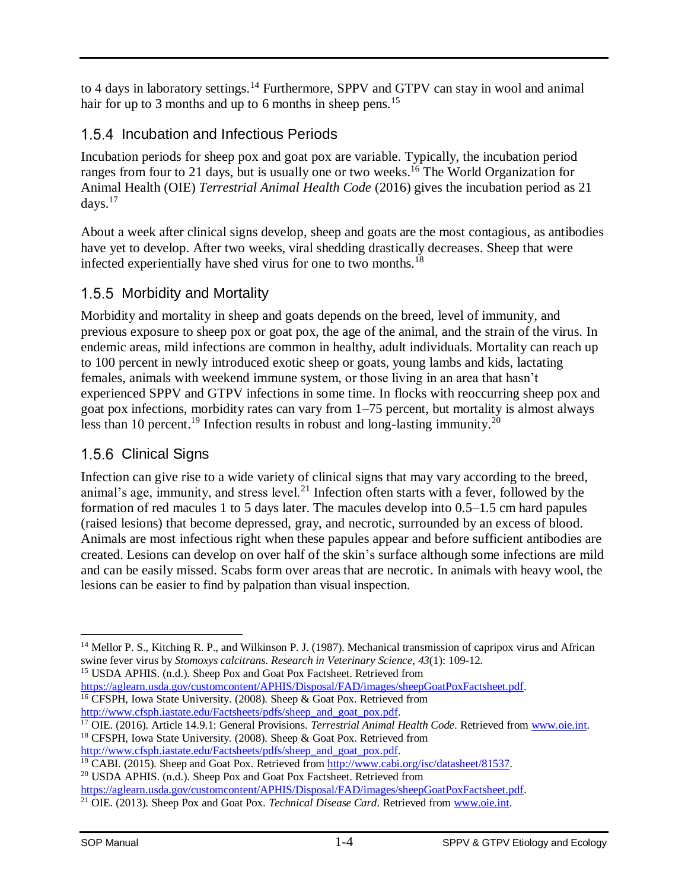to 4 days in laboratory settings.[14] Furthermore, SPPV and GTPV can stay in wool and animal hair for up to 3 months and up to 6 months in sheep pens.[15]

### 1.5.4 Incubation and Infectious Periods

Incubation periods for sheep pox and goat pox are variable. Typically, the incubation period ranges from four to 21 days, but is usually one or two weeks.[16] The World Organization for Animal Health (OIE) *Terrestrial Animal Health Code* (2016) gives the incubation period as 21 days.[17]

About a week after clinical signs develop, sheep and goats are the most contagious, as antibodies have yet to develop. After two weeks, viral shedding drastically decreases. Sheep that were infected experientially have shed virus for one to two months.[18]

### 1.5.5 Morbidity and Mortality

Morbidity and mortality in sheep and goats depends on the breed, level of immunity, and previous exposure to sheep pox or goat pox, the age of the animal, and the strain of the virus. In endemic areas, mild infections are common in healthy, adult individuals. Mortality can reach up to 100 percent in newly introduced exotic sheep or goats, young lambs and kids, lactating females, animals with weekend immune system, or those living in an area that hasn't experienced SPPV and GTPV infections in some time. In flocks with reoccurring sheep pox and goat pox infections, morbidity rates can vary from 1–75 percent, but mortality is almost always less than 10 percent.[19] Infection results in robust and long-lasting immunity.[20]

### 1.5.6 Clinical Signs

Infection can give rise to a wide variety of clinical signs that may vary according to the breed, animal's age, immunity, and stress level.[21] Infection often starts with a fever, followed by the formation of red macules 1 to 5 days later. The macules develop into 0.5–1.5 cm hard papules (raised lesions) that become depressed, gray, and necrotic, surrounded by an excess of blood. Animals are most infectious right when these papules appear and before sufficient antibodies are created. Lesions can develop on over half of the skin's surface although some infections are mild and can be easily missed. Scabs form over areas that are necrotic. In animals with heavy wool, the lesions can be easier to find by palpation than visual inspection.

---

[14] Mellor P. S., Kitching R. P., and Wilkinson P. J. (1987). Mechanical transmission of capripox virus and African swine fever virus by *Stomoxys calcitrans*. *Research in Veterinary Science*, *43*(1): 109-12.

[15] USDA APHIS. (n.d.). Sheep Pox and Goat Pox Factsheet. Retrieved from https://aglearn.usda.gov/customcontent/APHIS/Disposal/FAD/images/sheepGoatPoxFactsheet.pdf.

[16] CFSPH, Iowa State University. (2008). Sheep & Goat Pox. Retrieved from http://www.cfsph.iastate.edu/Factsheets/pdfs/sheep_and_goat_pox.pdf.

[17] OIE. (2016). Article 14.9.1: General Provisions. *Terrestrial Animal Health Code*. Retrieved from www.oie.int.

[18] CFSPH, Iowa State University. (2008). Sheep & Goat Pox. Retrieved from http://www.cfsph.iastate.edu/Factsheets/pdfs/sheep_and_goat_pox.pdf.

[19] CABI. (2015). Sheep and Goat Pox. Retrieved from http://www.cabi.org/isc/datasheet/81537.

[20] USDA APHIS. (n.d.). Sheep Pox and Goat Pox Factsheet. Retrieved from https://aglearn.usda.gov/customcontent/APHIS/Disposal/FAD/images/sheepGoatPoxFactsheet.pdf.

[21] OIE. (2013). Sheep Pox and Goat Pox. *Technical Disease Card*. Retrieved from www.oie.int.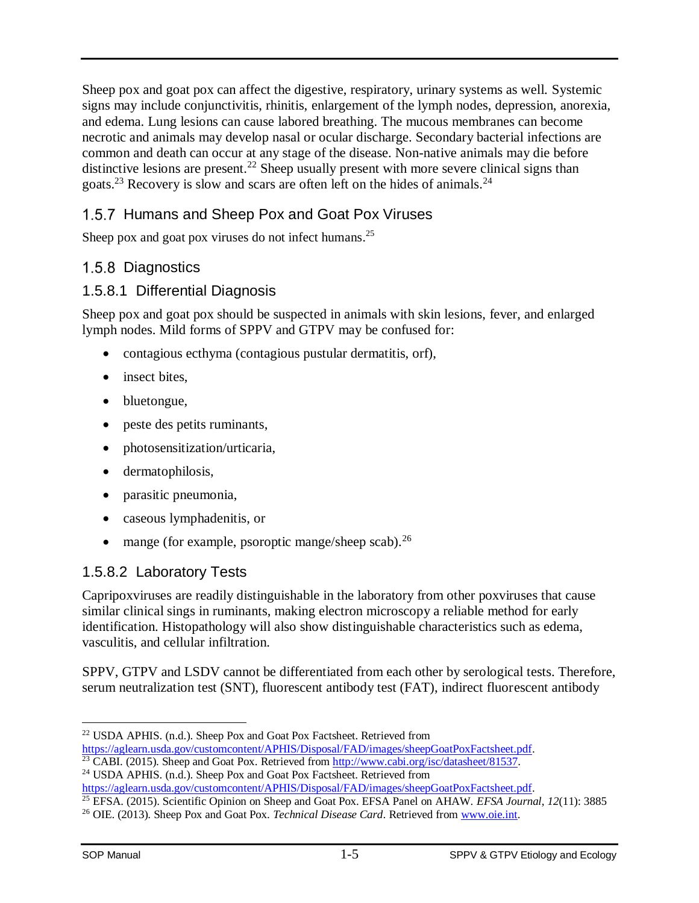Sheep pox and goat pox can affect the digestive, respiratory, urinary systems as well. Systemic signs may include conjunctivitis, rhinitis, enlargement of the lymph nodes, depression, anorexia, and edema. Lung lesions can cause labored breathing. The mucous membranes can become necrotic and animals may develop nasal or ocular discharge. Secondary bacterial infections are common and death can occur at any stage of the disease. Non-native animals may die before distinctive lesions are present.[22] Sheep usually present with more severe clinical signs than goats.[23] Recovery is slow and scars are often left on the hides of animals.[24]

## 1.5.7 Humans and Sheep Pox and Goat Pox Viruses

Sheep pox and goat pox viruses do not infect humans.[25]

## 1.5.8 Diagnostics

### 1.5.8.1 Differential Diagnosis

Sheep pox and goat pox should be suspected in animals with skin lesions, fever, and enlarged lymph nodes. Mild forms of SPPV and GTPV may be confused for:

- contagious ecthyma (contagious pustular dermatitis, orf),
- insect bites,
- bluetongue,
- peste des petits ruminants,
- photosensitization/urticaria,
- dermatophilosis,
- parasitic pneumonia,
- caseous lymphadenitis, or
- mange (for example, psoroptic mange/sheep scab).[26]

### 1.5.8.2 Laboratory Tests

Capripoxviruses are readily distinguishable in the laboratory from other poxviruses that cause similar clinical sings in ruminants, making electron microscopy a reliable method for early identification. Histopathology will also show distinguishable characteristics such as edema, vasculitis, and cellular infiltration.

SPPV, GTPV and LSDV cannot be differentiated from each other by serological tests. Therefore, serum neutralization test (SNT), fluorescent antibody test (FAT), indirect fluorescent antibody

---

[22] USDA APHIS. (n.d.). Sheep Pox and Goat Pox Factsheet. Retrieved from https://aglearn.usda.gov/customcontent/APHIS/Disposal/FAD/images/sheepGoatPoxFactsheet.pdf.

[23] CABI. (2015). Sheep and Goat Pox. Retrieved from http://www.cabi.org/isc/datasheet/81537.

[24] USDA APHIS. (n.d.). Sheep Pox and Goat Pox Factsheet. Retrieved from https://aglearn.usda.gov/customcontent/APHIS/Disposal/FAD/images/sheepGoatPoxFactsheet.pdf.

[25] EFSA. (2015). Scientific Opinion on Sheep and Goat Pox. EFSA Panel on AHAW. *EFSA Journal*, *12*(11): 3885

[26] OIE. (2013). Sheep Pox and Goat Pox. *Technical Disease Card*. Retrieved from www.oie.int.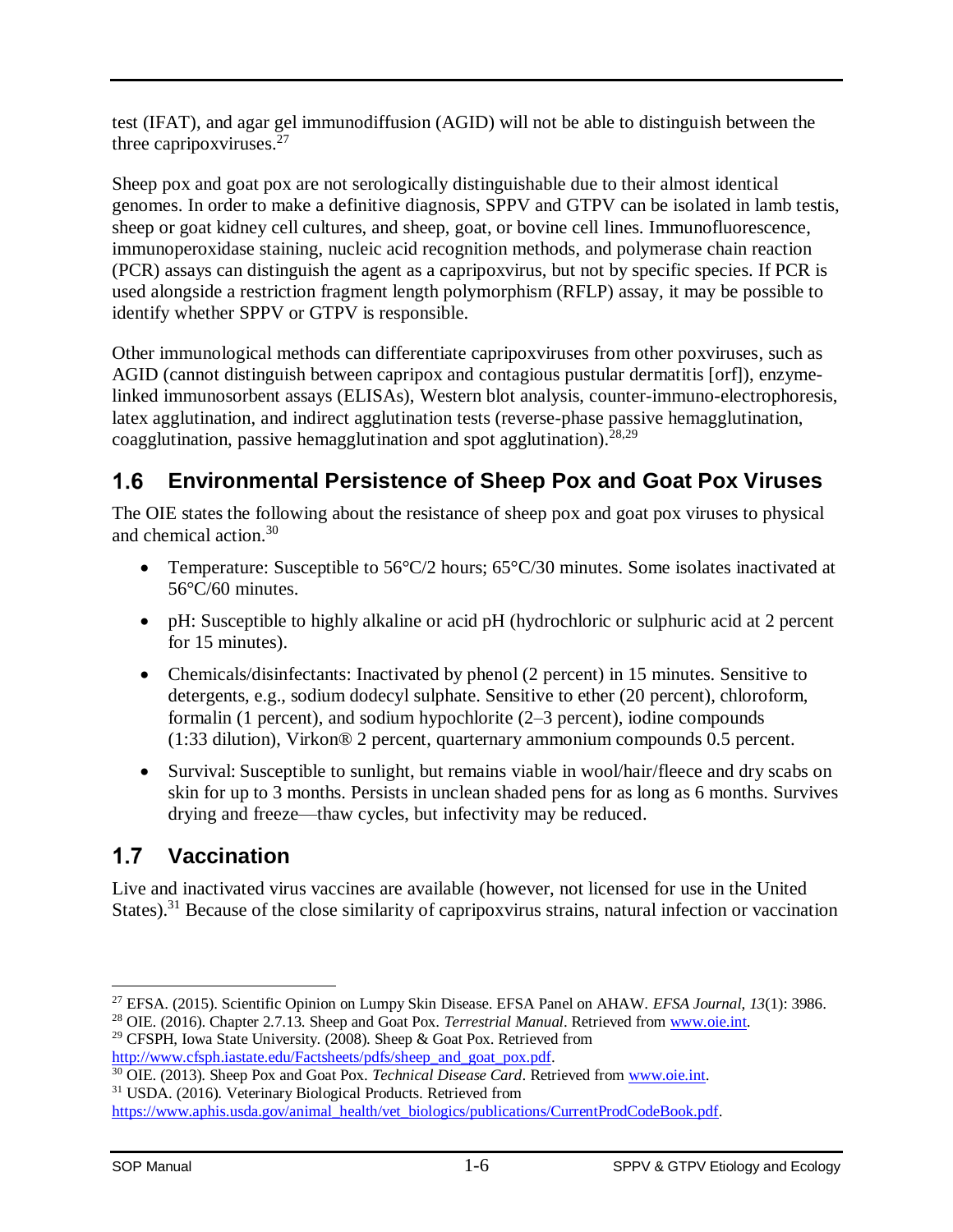test (IFAT), and agar gel immunodiffusion (AGID) will not be able to distinguish between the three capripoxviruses.[27]

Sheep pox and goat pox are not serologically distinguishable due to their almost identical genomes. In order to make a definitive diagnosis, SPPV and GTPV can be isolated in lamb testis, sheep or goat kidney cell cultures, and sheep, goat, or bovine cell lines. Immunofluorescence, immunoperoxidase staining, nucleic acid recognition methods, and polymerase chain reaction (PCR) assays can distinguish the agent as a capripoxvirus, but not by specific species. If PCR is used alongside a restriction fragment length polymorphism (RFLP) assay, it may be possible to identify whether SPPV or GTPV is responsible.

Other immunological methods can differentiate capripoxviruses from other poxviruses, such as AGID (cannot distinguish between capripox and contagious pustular dermatitis [orf]), enzyme-linked immunosorbent assays (ELISAs), Western blot analysis, counter-immuno-electrophoresis, latex agglutination, and indirect agglutination tests (reverse-phase passive hemagglutination, coagglutination, passive hemagglutination and spot agglutination).[28,29]

## 1.6 Environmental Persistence of Sheep Pox and Goat Pox Viruses

The OIE states the following about the resistance of sheep pox and goat pox viruses to physical and chemical action.[30]

- Temperature: Susceptible to 56°C/2 hours; 65°C/30 minutes. Some isolates inactivated at 56°C/60 minutes.
- pH: Susceptible to highly alkaline or acid pH (hydrochloric or sulphuric acid at 2 percent for 15 minutes).
- Chemicals/disinfectants: Inactivated by phenol (2 percent) in 15 minutes. Sensitive to detergents, e.g., sodium dodecyl sulphate. Sensitive to ether (20 percent), chloroform, formalin (1 percent), and sodium hypochlorite (2–3 percent), iodine compounds (1:33 dilution), Virkon® 2 percent, quarternary ammonium compounds 0.5 percent.
- Survival: Susceptible to sunlight, but remains viable in wool/hair/fleece and dry scabs on skin for up to 3 months. Persists in unclean shaded pens for as long as 6 months. Survives drying and freeze—thaw cycles, but infectivity may be reduced.

## 1.7 Vaccination

Live and inactivated virus vaccines are available (however, not licensed for use in the United States).[31] Because of the close similarity of capripoxvirus strains, natural infection or vaccination

---

[27] EFSA. (2015). Scientific Opinion on Lumpy Skin Disease. EFSA Panel on AHAW. *EFSA Journal*, *13*(1): 3986.

[28] OIE. (2016). Chapter 2.7.13. Sheep and Goat Pox. *Terrestrial Manual*. Retrieved from www.oie.int.

[29] CFSPH, Iowa State University. (2008). Sheep & Goat Pox. Retrieved from http://www.cfsph.iastate.edu/Factsheets/pdfs/sheep_and_goat_pox.pdf.

[30] OIE. (2013). Sheep Pox and Goat Pox. *Technical Disease Card*. Retrieved from www.oie.int.

[31] USDA. (2016). Veterinary Biological Products. Retrieved from https://www.aphis.usda.gov/animal_health/vet_biologics/publications/CurrentProdCodeBook.pdf.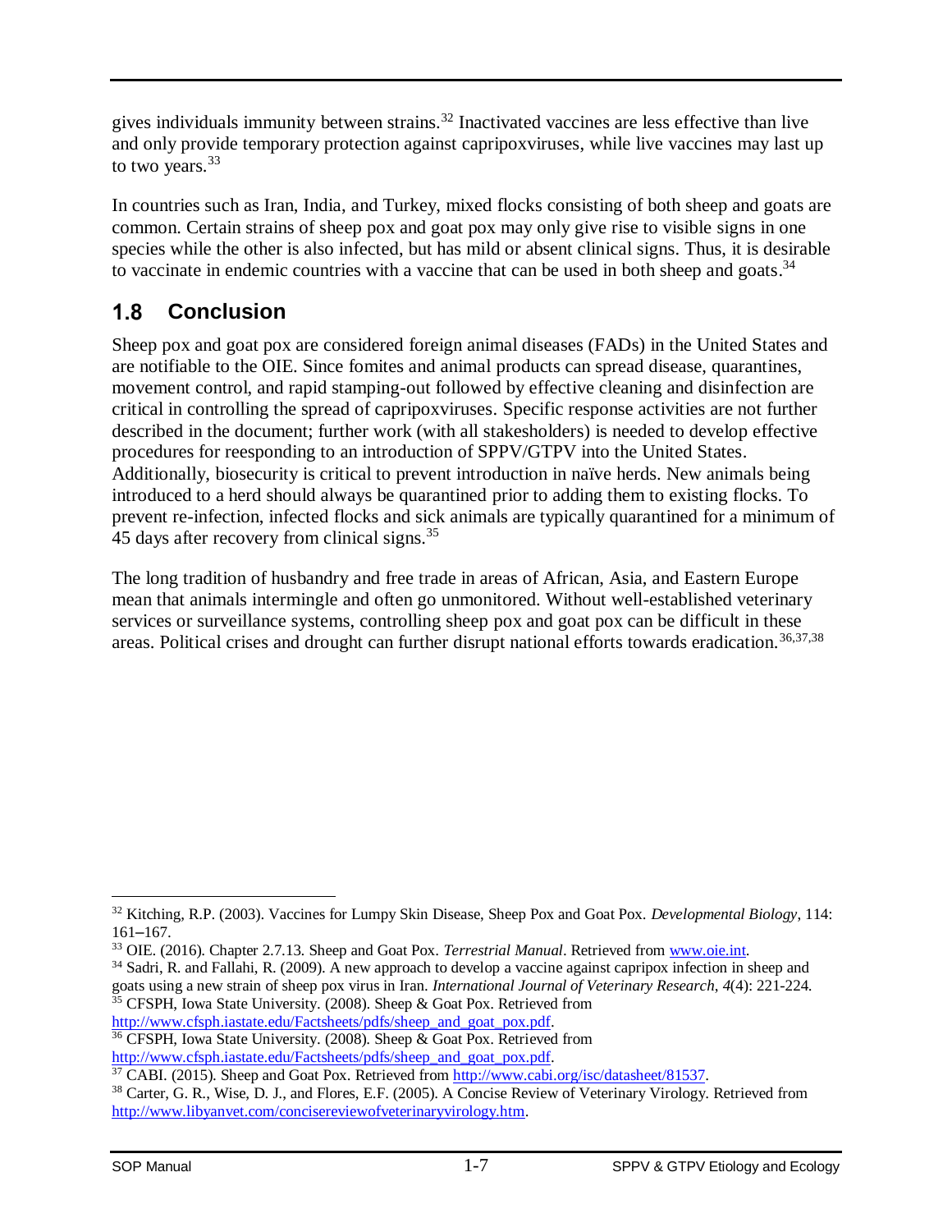gives individuals immunity between strains.[32] Inactivated vaccines are less effective than live and only provide temporary protection against capripoxviruses, while live vaccines may last up to two years.[33]

In countries such as Iran, India, and Turkey, mixed flocks consisting of both sheep and goats are common. Certain strains of sheep pox and goat pox may only give rise to visible signs in one species while the other is also infected, but has mild or absent clinical signs. Thus, it is desirable to vaccinate in endemic countries with a vaccine that can be used in both sheep and goats.[34]

## 1.8 Conclusion

Sheep pox and goat pox are considered foreign animal diseases (FADs) in the United States and are notifiable to the OIE. Since fomites and animal products can spread disease, quarantines, movement control, and rapid stamping-out followed by effective cleaning and disinfection are critical in controlling the spread of capripoxviruses. Specific response activities are not further described in the document; further work (with all stakesholders) is needed to develop effective procedures for reesponding to an introduction of SPPV/GTPV into the United States. Additionally, biosecurity is critical to prevent introduction in naïve herds. New animals being introduced to a herd should always be quarantined prior to adding them to existing flocks. To prevent re-infection, infected flocks and sick animals are typically quarantined for a minimum of 45 days after recovery from clinical signs.[35]

The long tradition of husbandry and free trade in areas of African, Asia, and Eastern Europe mean that animals intermingle and often go unmonitored. Without well-established veterinary services or surveillance systems, controlling sheep pox and goat pox can be difficult in these areas. Political crises and drought can further disrupt national efforts towards eradication.[36,37,38]

---

[32] Kitching, R.P. (2003). Vaccines for Lumpy Skin Disease, Sheep Pox and Goat Pox. *Developmental Biology*, 114: 161–167.

[33] OIE. (2016). Chapter 2.7.13. Sheep and Goat Pox. *Terrestrial Manual*. Retrieved from www.oie.int.

[34] Sadri, R. and Fallahi, R. (2009). A new approach to develop a vaccine against capripox infection in sheep and goats using a new strain of sheep pox virus in Iran. *International Journal of Veterinary Research*, *4*(4): 221-224.

[35] CFSPH, Iowa State University. (2008). Sheep & Goat Pox. Retrieved from http://www.cfsph.iastate.edu/Factsheets/pdfs/sheep_and_goat_pox.pdf.

[36] CFSPH, Iowa State University. (2008). Sheep & Goat Pox. Retrieved from http://www.cfsph.iastate.edu/Factsheets/pdfs/sheep_and_goat_pox.pdf.

[37] CABI. (2015). Sheep and Goat Pox. Retrieved from http://www.cabi.org/isc/datasheet/81537.

[38] Carter, G. R., Wise, D. J., and Flores, E.F. (2005). A Concise Review of Veterinary Virology. Retrieved from http://www.libyanvet.com/concisereviewofveterinaryvirology.htm.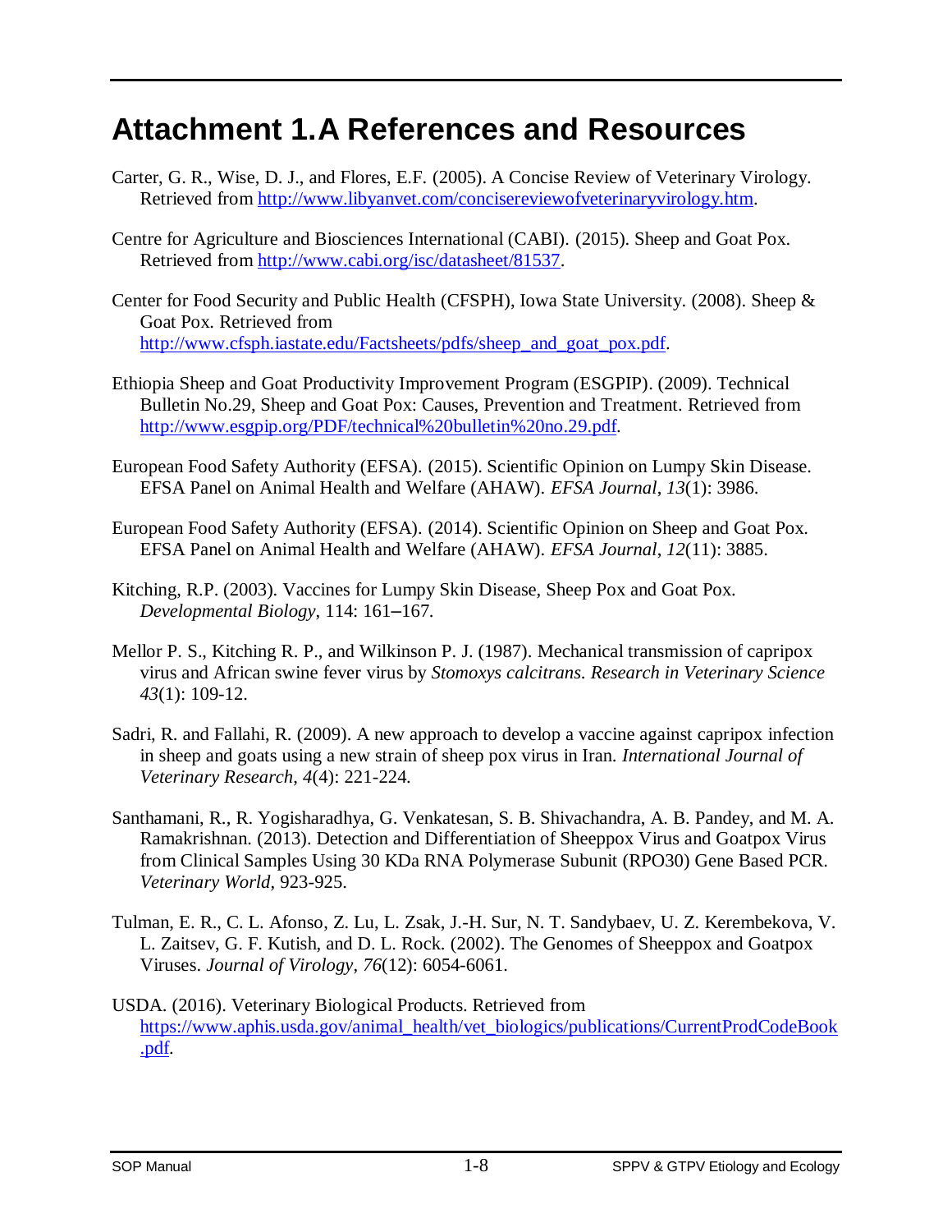# Attachment 1.A References and Resources

Carter, G. R., Wise, D. J., and Flores, E.F. (2005). A Concise Review of Veterinary Virology. Retrieved from http://www.libyanvet.com/concisereviewofveterinaryvirology.htm.

Centre for Agriculture and Biosciences International (CABI). (2015). Sheep and Goat Pox. Retrieved from http://www.cabi.org/isc/datasheet/81537.

Center for Food Security and Public Health (CFSPH), Iowa State University. (2008). Sheep & Goat Pox. Retrieved from http://www.cfsph.iastate.edu/Factsheets/pdfs/sheep_and_goat_pox.pdf.

Ethiopia Sheep and Goat Productivity Improvement Program (ESGPIP). (2009). Technical Bulletin No.29, Sheep and Goat Pox: Causes, Prevention and Treatment. Retrieved from http://www.esgpip.org/PDF/technical%20bulletin%20no.29.pdf.

European Food Safety Authority (EFSA). (2015). Scientific Opinion on Lumpy Skin Disease. EFSA Panel on Animal Health and Welfare (AHAW). *EFSA Journal*, *13*(1): 3986.

European Food Safety Authority (EFSA). (2014). Scientific Opinion on Sheep and Goat Pox. EFSA Panel on Animal Health and Welfare (AHAW). *EFSA Journal*, *12*(11): 3885.

Kitching, R.P. (2003). Vaccines for Lumpy Skin Disease, Sheep Pox and Goat Pox. *Developmental Biology*, 114: 161–167.

Mellor P. S., Kitching R. P., and Wilkinson P. J. (1987). Mechanical transmission of capripox virus and African swine fever virus by *Stomoxys calcitrans*. *Research in Veterinary Science 43*(1): 109-12.

Sadri, R. and Fallahi, R. (2009). A new approach to develop a vaccine against capripox infection in sheep and goats using a new strain of sheep pox virus in Iran. *International Journal of Veterinary Research*, *4*(4): 221-224.

Santhamani, R., R. Yogisharadhya, G. Venkatesan, S. B. Shivachandra, A. B. Pandey, and M. A. Ramakrishnan. (2013). Detection and Differentiation of Sheeppox Virus and Goatpox Virus from Clinical Samples Using 30 KDa RNA Polymerase Subunit (RPO30) Gene Based PCR. *Veterinary World*, 923-925.

Tulman, E. R., C. L. Afonso, Z. Lu, L. Zsak, J.-H. Sur, N. T. Sandybaev, U. Z. Kerembekova, V. L. Zaitsev, G. F. Kutish, and D. L. Rock. (2002). The Genomes of Sheeppox and Goatpox Viruses. *Journal of Virology*, *76*(12): 6054-6061.

USDA. (2016). Veterinary Biological Products. Retrieved from https://www.aphis.usda.gov/animal_health/vet_biologics/publications/CurrentProdCodeBook.pdf.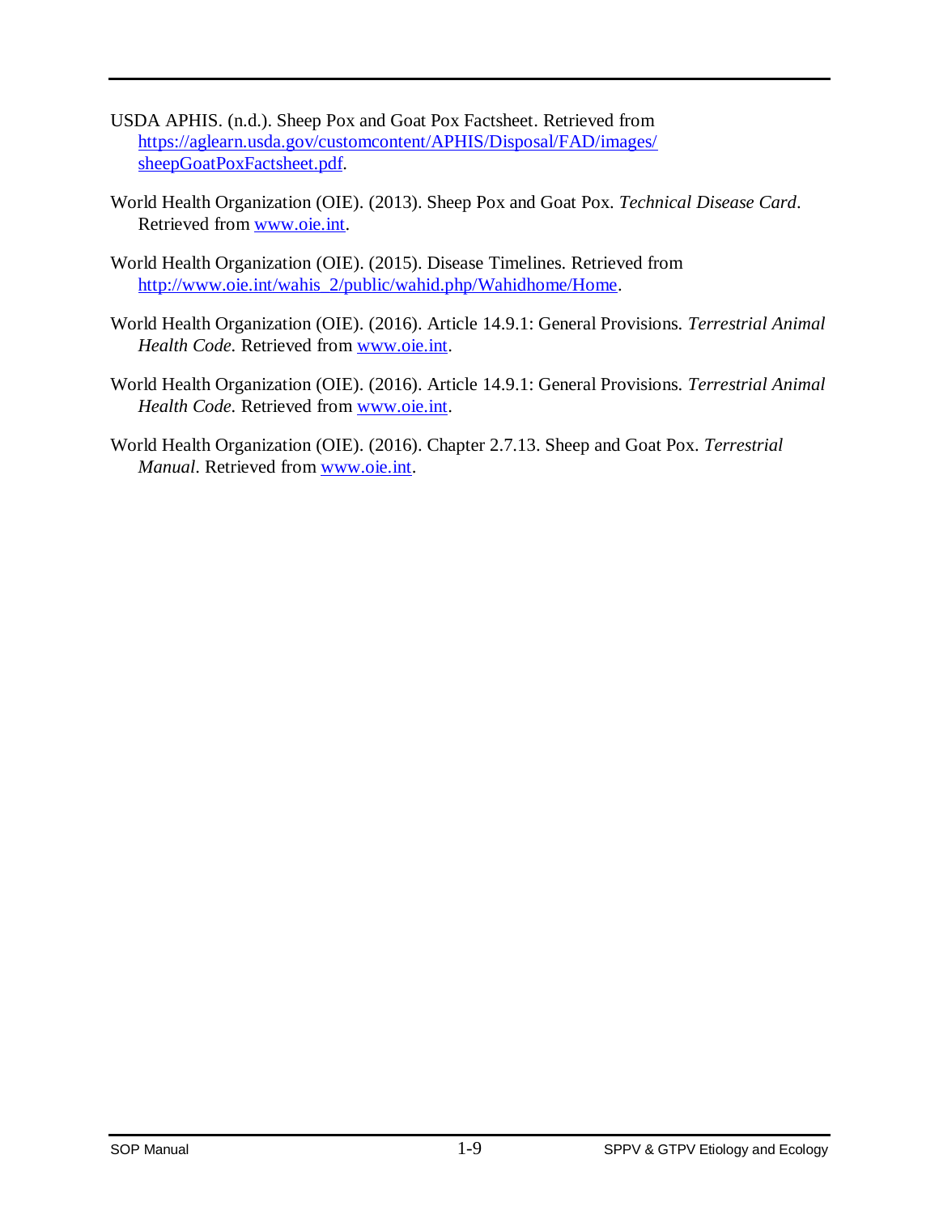USDA APHIS. (n.d.). Sheep Pox and Goat Pox Factsheet. Retrieved from https://aglearn.usda.gov/customcontent/APHIS/Disposal/FAD/images/sheepGoatPoxFactsheet.pdf.

World Health Organization (OIE). (2013). Sheep Pox and Goat Pox. *Technical Disease Card*. Retrieved from www.oie.int.

World Health Organization (OIE). (2015). Disease Timelines. Retrieved from http://www.oie.int/wahis_2/public/wahid.php/Wahidhome/Home.

World Health Organization (OIE). (2016). Article 14.9.1: General Provisions. *Terrestrial Animal Health Code.* Retrieved from www.oie.int.

World Health Organization (OIE). (2016). Article 14.9.1: General Provisions. *Terrestrial Animal Health Code.* Retrieved from www.oie.int.

World Health Organization (OIE). (2016). Chapter 2.7.13. Sheep and Goat Pox. *Terrestrial Manual*. Retrieved from www.oie.int.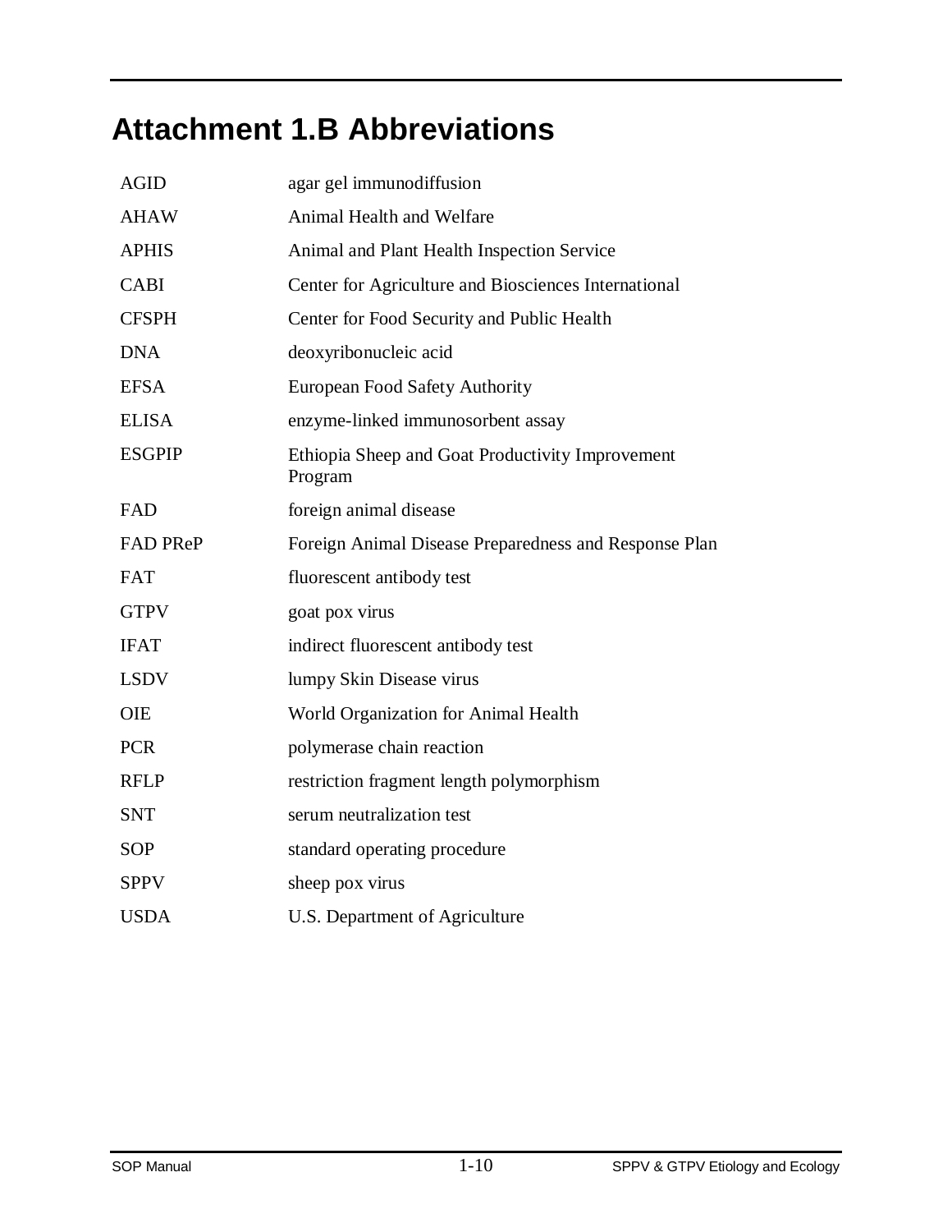# Attachment 1.B Abbreviations

| | |
|---|---|
| AGID | agar gel immunodiffusion |
| AHAW | Animal Health and Welfare |
| APHIS | Animal and Plant Health Inspection Service |
| CABI | Center for Agriculture and Biosciences International |
| CFSPH | Center for Food Security and Public Health |
| DNA | deoxyribonucleic acid |
| EFSA | European Food Safety Authority |
| ELISA | enzyme-linked immunosorbent assay |
| ESGPIP | Ethiopia Sheep and Goat Productivity Improvement Program |
| FAD | foreign animal disease |
| FAD PReP | Foreign Animal Disease Preparedness and Response Plan |
| FAT | fluorescent antibody test |
| GTPV | goat pox virus |
| IFAT | indirect fluorescent antibody test |
| LSDV | lumpy Skin Disease virus |
| OIE | World Organization for Animal Health |
| PCR | polymerase chain reaction |
| RFLP | restriction fragment length polymorphism |
| SNT | serum neutralization test |
| SOP | standard operating procedure |
| SPPV | sheep pox virus |
| USDA | U.S. Department of Agriculture |